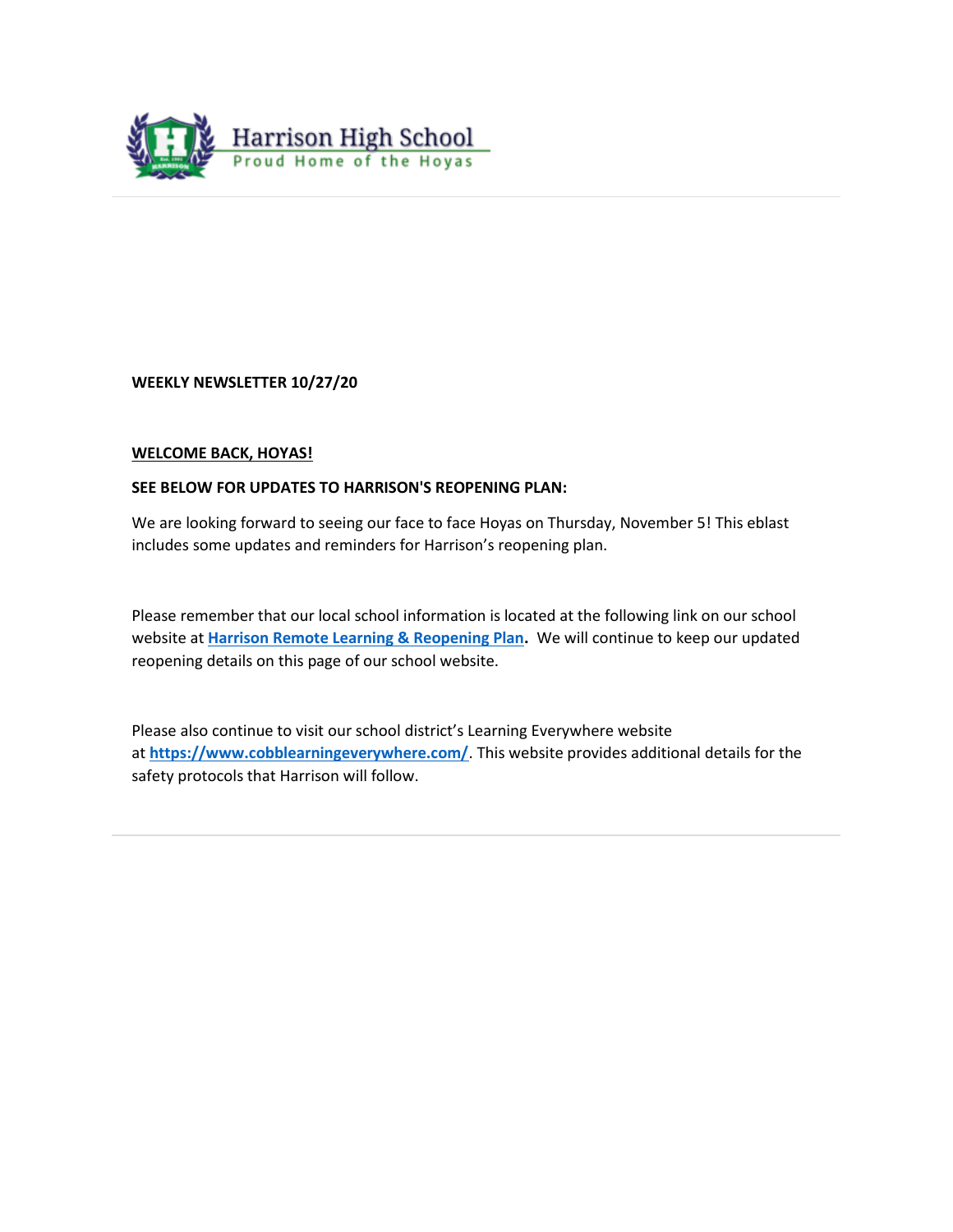Harrison High School

Proud Home of the Hoyas

**WEEKLY NEWSLETTER 10/27/20**

**WELCOME BACK, HOYAS!**

**SEE BELOW FOR UPDATES TO HARRISON'S REOPENING PLAN:**

We are looking forward to seeing our face to face Hoyas on Thursday, November 5! This eblast includes some updates and reminders for Harrison's reopening plan.

Please remember that our local school information is located at the following link on our school website at **Harrison Remote Learning & Reopening Plan**. We will continue to keep our updated reopening details on this page of our school website.

Please also continue to visit our school district's Learning Everywhere website at **https://www.cobblearningeverywhere.com/**. This website provides additional details for the safety protocols that Harrison will follow.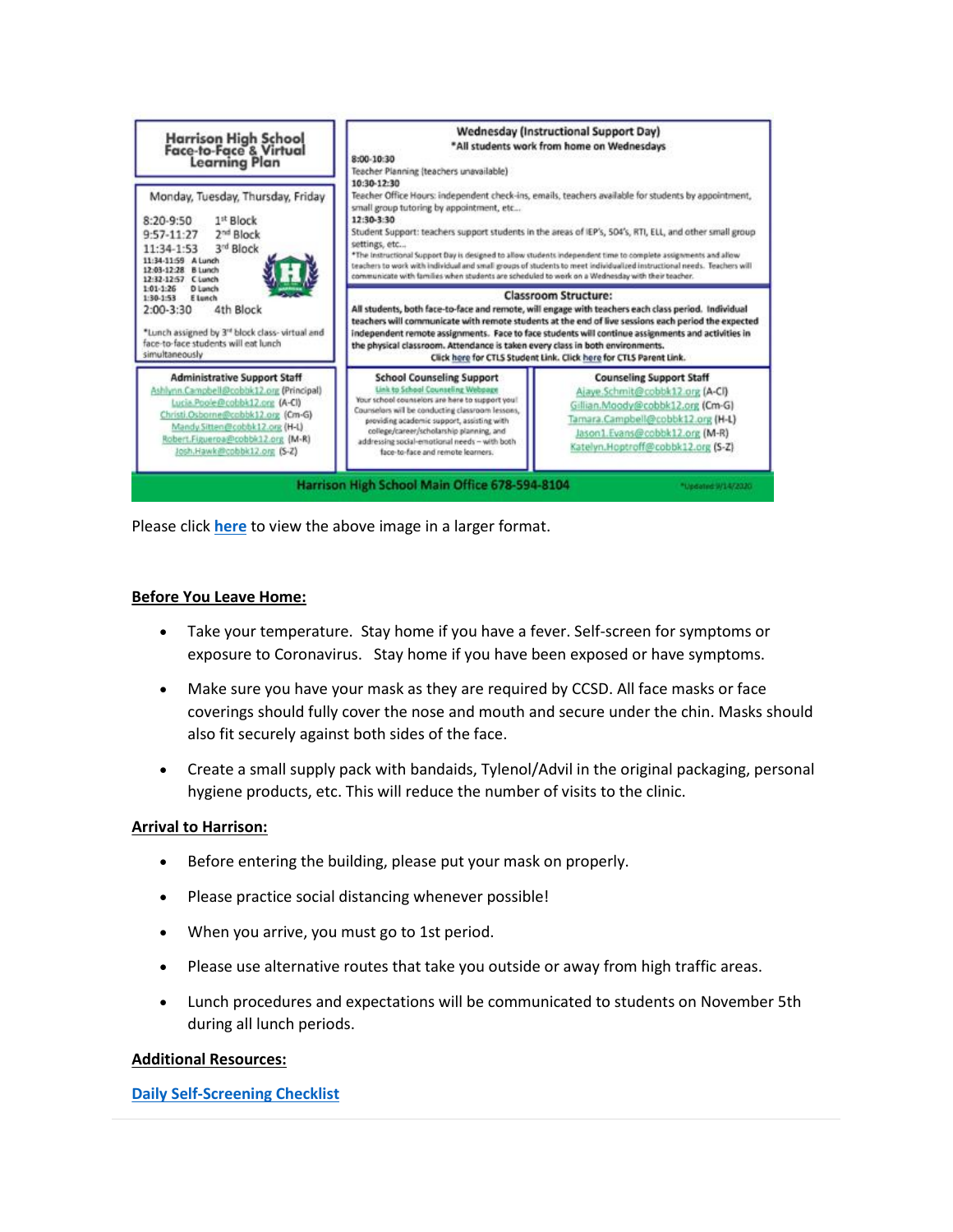# Harrison High School Face-to-Face & Virtual Learning Plan

## Monday, Tuesday, Thursday, Friday

8:20-9:50 1st Block
9:57-11:27 2nd Block
11:34-1:53 3rd Block
11:34-11:59 A Lunch
12:03-12:28 B Lunch
12:32-12:57 C Lunch
1:01-1:26 D Lunch
1:30-1:53 E Lunch
2:00-3:30 4th Block

*Lunch assigned by 3rd block class- virtual and face-to-face students will eat lunch simultaneously

## Wednesday (Instructional Support Day)

*All students work from home on Wednesdays

**8:00-10:30**
Teacher Planning (teachers unavailable)

**10:30-12:30**
Teacher Office Hours: independent check-ins, emails, teachers available for students by appointment, small group tutoring by appointment, etc...

**12:30-3:30**
Student Support: teachers support students in the areas of IEP's, 504's, RTI, ELL, and other small group settings, etc...

*The Instructional Support Day is designed to allow students independent time to complete assignments and allow teachers to work with individual and small groups of students to meet individualized instructional needs. Teachers will communicate with families when students are scheduled to work on a Wednesday with their teacher.

## Classroom Structure:

All students, both face-to-face and remote, will engage with teachers each class period. Individual teachers will communicate with remote students at the end of live sessions each period the expected independent remote assignments. Face to face students will continue assignments and activities in the physical classroom. Attendance is taken every class in both environments.
Click here for CTLS Student Link. Click here for CTLS Parent Link.

## Administrative Support Staff

Ashlynn.Campbell@cobbk12.org (Principal)
Lucia.Poole@cobbk12.org (A-Cl)
Christi.Osborne@cobbk12.org (Cm-G)
Mandy.Sitten@cobbk12.org (H-L)
Robert.Figueroa@cobbk12.org (M-R)
Josh.Hawk@cobbk12.org (S-Z)

## School Counseling Support

Link to School Counseling Webpage
Your school counselors are here to support you! Counselors will be conducting classroom lessons, providing academic support, assisting with college/career/scholarship planning, and addressing social-emotional needs – with both face-to-face and remote learners.

## Counseling Support Staff

Ajaye.Schmit@cobbk12.org (A-Cl)
Gillian.Moody@cobbk12.org (Cm-G)
Tamara.Campbell@cobbk12.org (H-L)
Jason1.Evans@cobbk12.org (M-R)
Katelyn.Hoptroff@cobbk12.org (S-Z)

Harrison High School Main Office 678-594-8104

*Updated 9/14/2020

Please click **here** to view the above image in a larger format.

**Before You Leave Home:**

- Take your temperature. Stay home if you have a fever. Self-screen for symptoms or exposure to Coronavirus. Stay home if you have been exposed or have symptoms.
- Make sure you have your mask as they are required by CCSD. All face masks or face coverings should fully cover the nose and mouth and secure under the chin. Masks should also fit securely against both sides of the face.
- Create a small supply pack with bandaids, Tylenol/Advil in the original packaging, personal hygiene products, etc. This will reduce the number of visits to the clinic.

**Arrival to Harrison:**

- Before entering the building, please put your mask on properly.
- Please practice social distancing whenever possible!
- When you arrive, you must go to 1st period.
- Please use alternative routes that take you outside or away from high traffic areas.
- Lunch procedures and expectations will be communicated to students on November 5th during all lunch periods.

**Additional Resources:**

**Daily Self-Screening Checklist**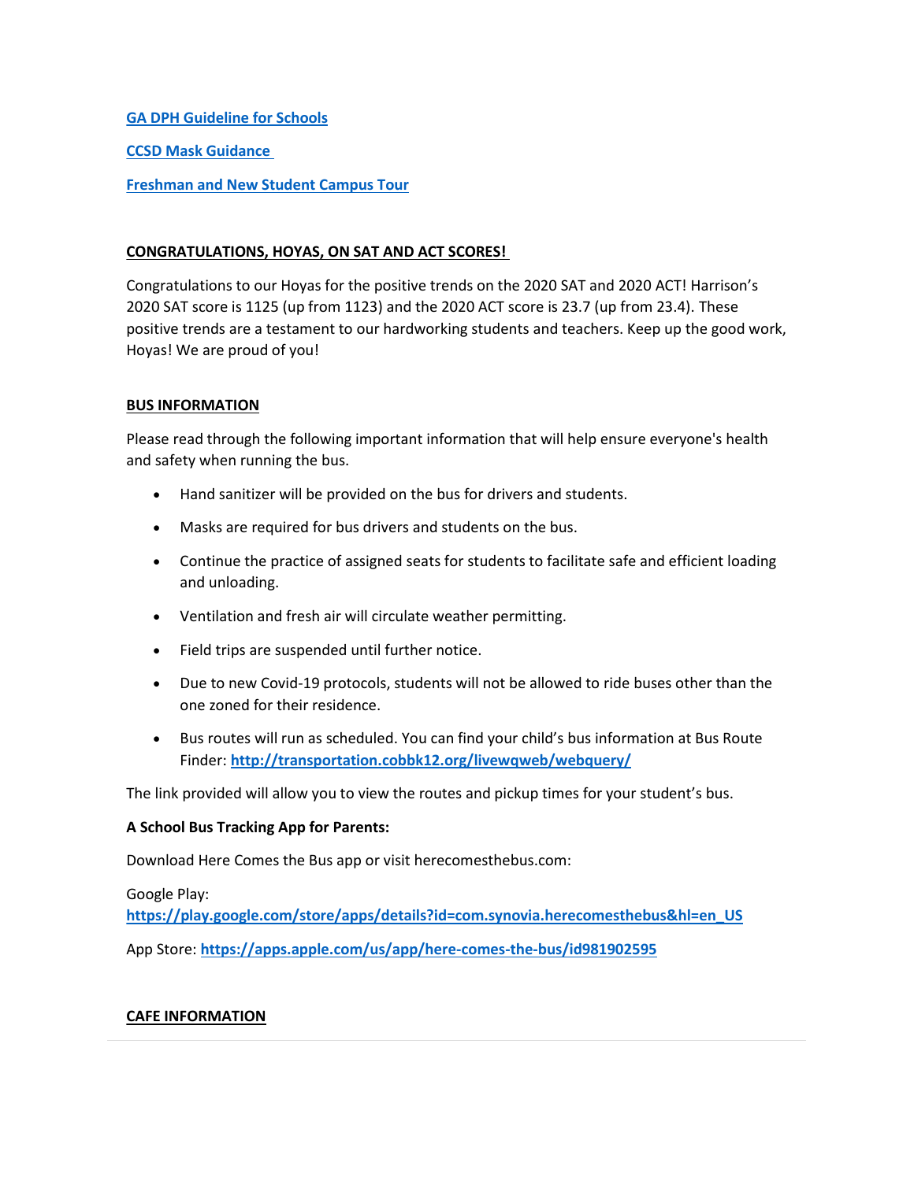[GA DPH Guideline for Schools]

[CCSD Mask Guidance]

[Freshman and New Student Campus Tour]

## CONGRATULATIONS, HOYAS, ON SAT AND ACT SCORES!

Congratulations to our Hoyas for the positive trends on the 2020 SAT and 2020 ACT! Harrison's 2020 SAT score is 1125 (up from 1123) and the 2020 ACT score is 23.7 (up from 23.4). These positive trends are a testament to our hardworking students and teachers. Keep up the good work, Hoyas! We are proud of you!

## BUS INFORMATION

Please read through the following important information that will help ensure everyone's health and safety when running the bus.

- Hand sanitizer will be provided on the bus for drivers and students.
- Masks are required for bus drivers and students on the bus.
- Continue the practice of assigned seats for students to facilitate safe and efficient loading and unloading.
- Ventilation and fresh air will circulate weather permitting.
- Field trips are suspended until further notice.
- Due to new Covid-19 protocols, students will not be allowed to ride buses other than the one zoned for their residence.
- Bus routes will run as scheduled. You can find your child's bus information at Bus Route Finder: **http://transportation.cobbk12.org/livewqweb/webquery/**

The link provided will allow you to view the routes and pickup times for your student's bus.

**A School Bus Tracking App for Parents:**

Download Here Comes the Bus app or visit herecomesthebus.com:

Google Play: **https://play.google.com/store/apps/details?id=com.synovia.herecomesthebus&hl=en_US**

App Store: **https://apps.apple.com/us/app/here-comes-the-bus/id981902595**

## CAFE INFORMATION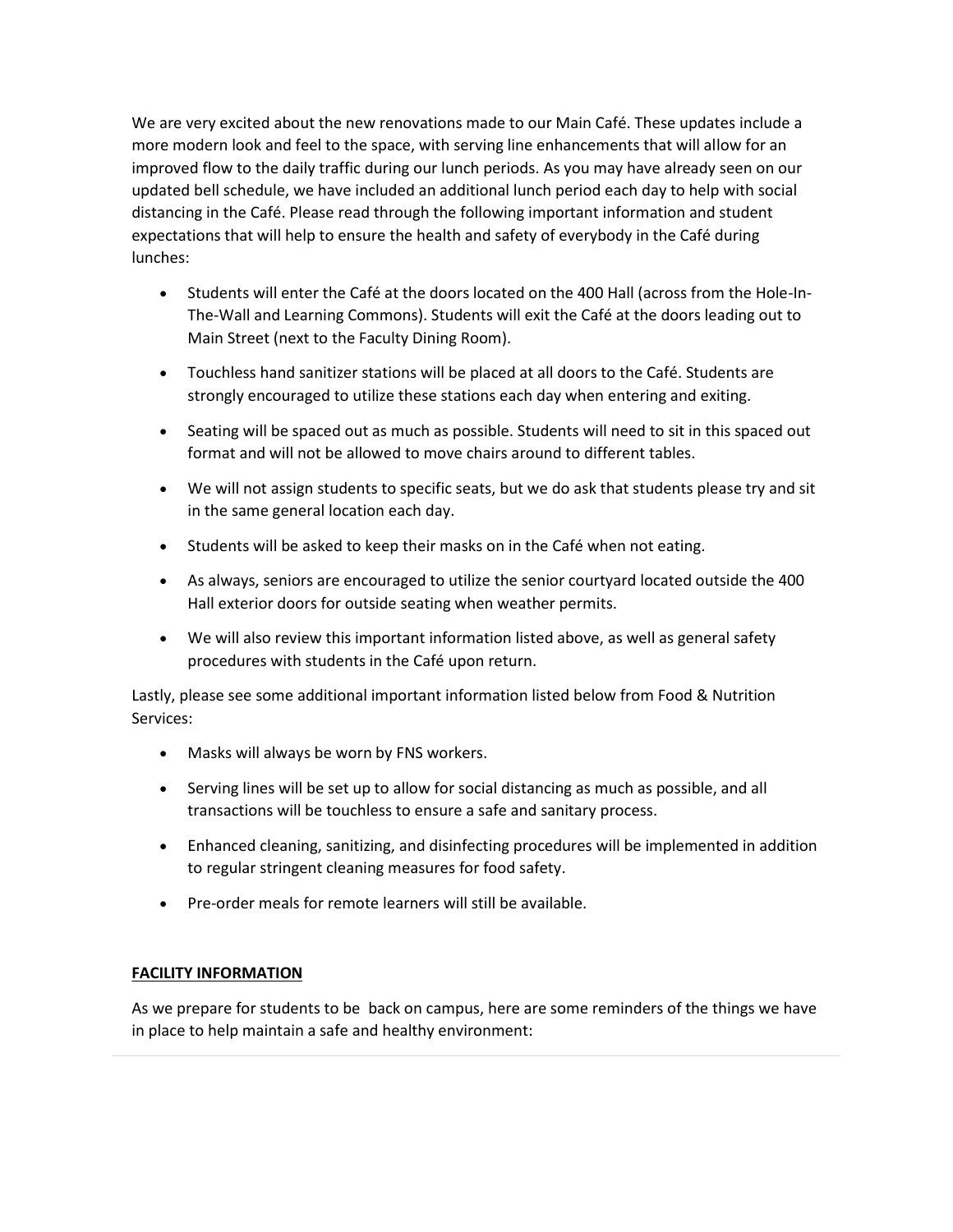We are very excited about the new renovations made to our Main Café. These updates include a more modern look and feel to the space, with serving line enhancements that will allow for an improved flow to the daily traffic during our lunch periods. As you may have already seen on our updated bell schedule, we have included an additional lunch period each day to help with social distancing in the Café. Please read through the following important information and student expectations that will help to ensure the health and safety of everybody in the Café during lunches:

- Students will enter the Café at the doors located on the 400 Hall (across from the Hole-In-The-Wall and Learning Commons). Students will exit the Café at the doors leading out to Main Street (next to the Faculty Dining Room).
- Touchless hand sanitizer stations will be placed at all doors to the Café. Students are strongly encouraged to utilize these stations each day when entering and exiting.
- Seating will be spaced out as much as possible. Students will need to sit in this spaced out format and will not be allowed to move chairs around to different tables.
- We will not assign students to specific seats, but we do ask that students please try and sit in the same general location each day.
- Students will be asked to keep their masks on in the Café when not eating.
- As always, seniors are encouraged to utilize the senior courtyard located outside the 400 Hall exterior doors for outside seating when weather permits.
- We will also review this important information listed above, as well as general safety procedures with students in the Café upon return.

Lastly, please see some additional important information listed below from Food & Nutrition Services:

- Masks will always be worn by FNS workers.
- Serving lines will be set up to allow for social distancing as much as possible, and all transactions will be touchless to ensure a safe and sanitary process.
- Enhanced cleaning, sanitizing, and disinfecting procedures will be implemented in addition to regular stringent cleaning measures for food safety.
- Pre-order meals for remote learners will still be available.

## FACILITY INFORMATION

As we prepare for students to be back on campus, here are some reminders of the things we have in place to help maintain a safe and healthy environment: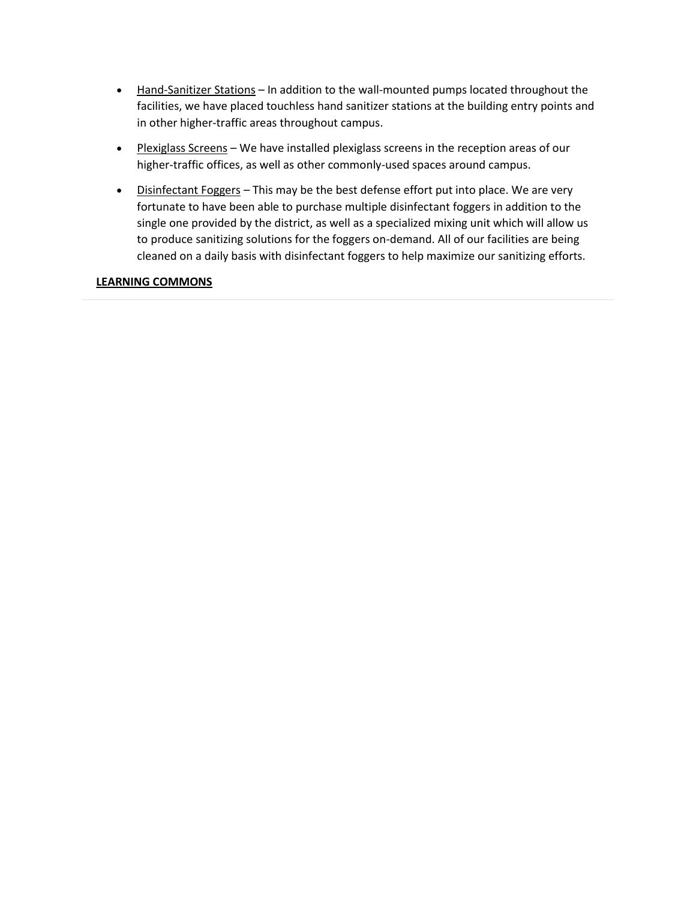- Hand-Sanitizer Stations – In addition to the wall-mounted pumps located throughout the facilities, we have placed touchless hand sanitizer stations at the building entry points and in other higher-traffic areas throughout campus.
- Plexiglass Screens – We have installed plexiglass screens in the reception areas of our higher-traffic offices, as well as other commonly-used spaces around campus.
- Disinfectant Foggers – This may be the best defense effort put into place. We are very fortunate to have been able to purchase multiple disinfectant foggers in addition to the single one provided by the district, as well as a specialized mixing unit which will allow us to produce sanitizing solutions for the foggers on-demand. All of our facilities are being cleaned on a daily basis with disinfectant foggers to help maximize our sanitizing efforts.

**LEARNING COMMONS**

---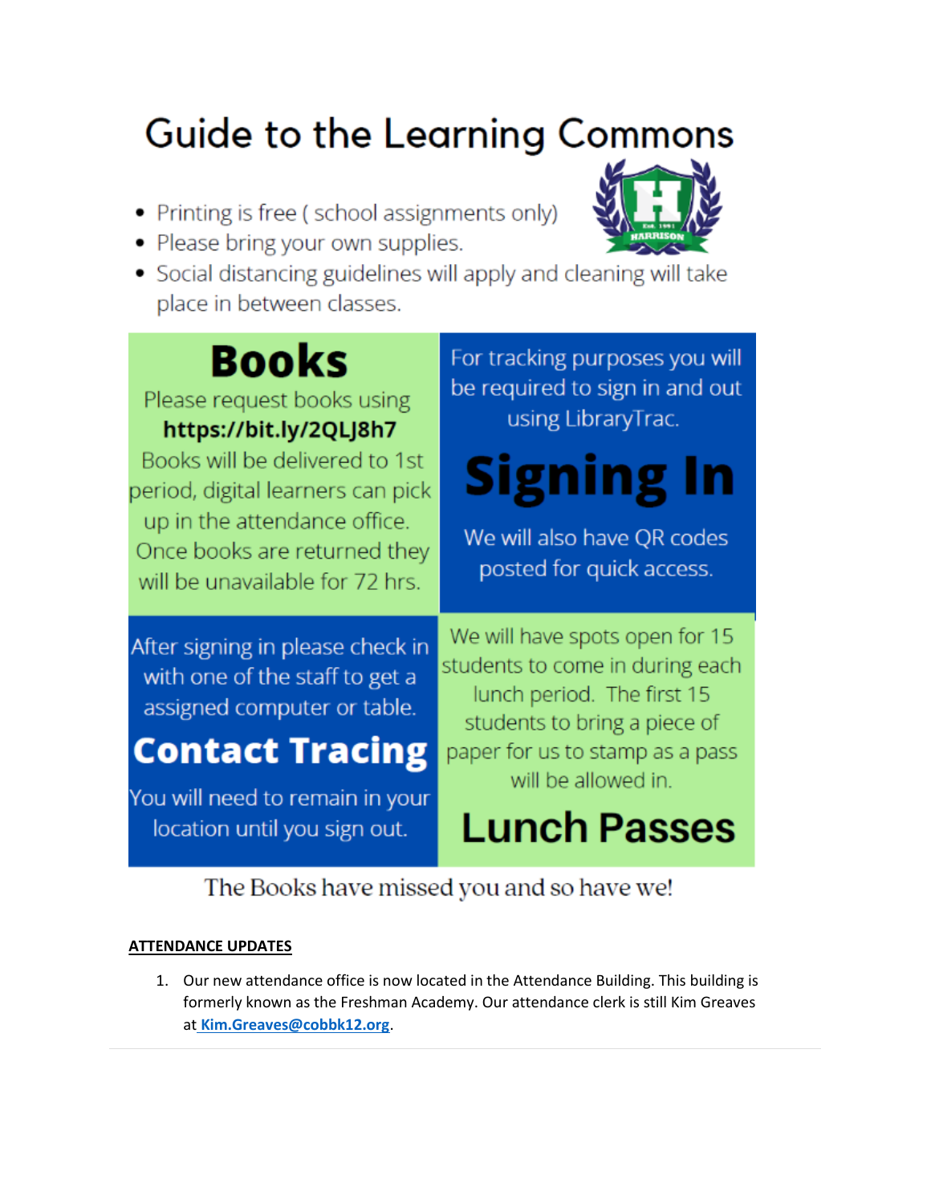# Guide to the Learning Commons

- Printing is free ( school assignments only)
- Please bring your own supplies.
- Social distancing guidelines will apply and cleaning will take place in between classes.

## Books

Please request books using **https://bit.ly/2QLJ8h7** Books will be delivered to 1st period, digital learners can pick up in the attendance office. Once books are returned they will be unavailable for 72 hrs.

## Signing In

For tracking purposes you will be required to sign in and out using LibraryTrac.

We will also have QR codes posted for quick access.

## Contact Tracing

After signing in please check in with one of the staff to get a assigned computer or table.

You will need to remain in your location until you sign out.

## Lunch Passes

We will have spots open for 15 students to come in during each lunch period. The first 15 students to bring a piece of paper for us to stamp as a pass will be allowed in.

The Books have missed you and so have we!

**ATTENDANCE UPDATES**

1. Our new attendance office is now located in the Attendance Building. This building is formerly known as the Freshman Academy. Our attendance clerk is still Kim Greaves at **Kim.Greaves@cobbk12.org**.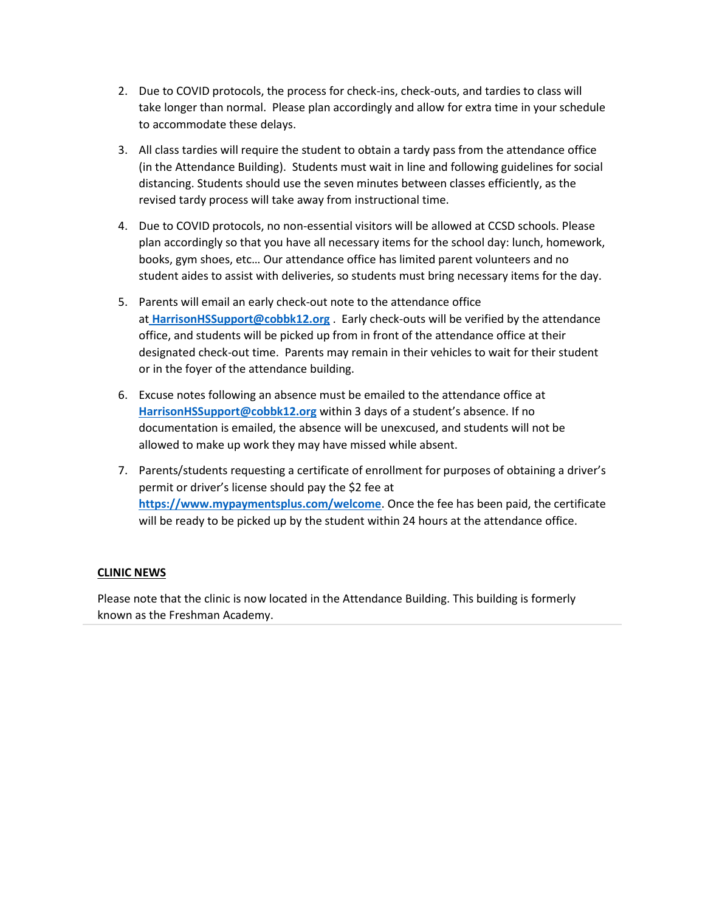2. Due to COVID protocols, the process for check-ins, check-outs, and tardies to class will take longer than normal. Please plan accordingly and allow for extra time in your schedule to accommodate these delays.

3. All class tardies will require the student to obtain a tardy pass from the attendance office (in the Attendance Building). Students must wait in line and following guidelines for social distancing. Students should use the seven minutes between classes efficiently, as the revised tardy process will take away from instructional time.

4. Due to COVID protocols, no non-essential visitors will be allowed at CCSD schools. Please plan accordingly so that you have all necessary items for the school day: lunch, homework, books, gym shoes, etc… Our attendance office has limited parent volunteers and no student aides to assist with deliveries, so students must bring necessary items for the day.

5. Parents will email an early check-out note to the attendance office at **HarrisonHSSupport@cobbk12.org** . Early check-outs will be verified by the attendance office, and students will be picked up from in front of the attendance office at their designated check-out time. Parents may remain in their vehicles to wait for their student or in the foyer of the attendance building.

6. Excuse notes following an absence must be emailed to the attendance office at **HarrisonHSSupport@cobbk12.org** within 3 days of a student's absence. If no documentation is emailed, the absence will be unexcused, and students will not be allowed to make up work they may have missed while absent.

7. Parents/students requesting a certificate of enrollment for purposes of obtaining a driver's permit or driver's license should pay the $2 fee at **https://www.mypaymentsplus.com/welcome**. Once the fee has been paid, the certificate will be ready to be picked up by the student within 24 hours at the attendance office.

**CLINIC NEWS**

Please note that the clinic is now located in the Attendance Building. This building is formerly known as the Freshman Academy.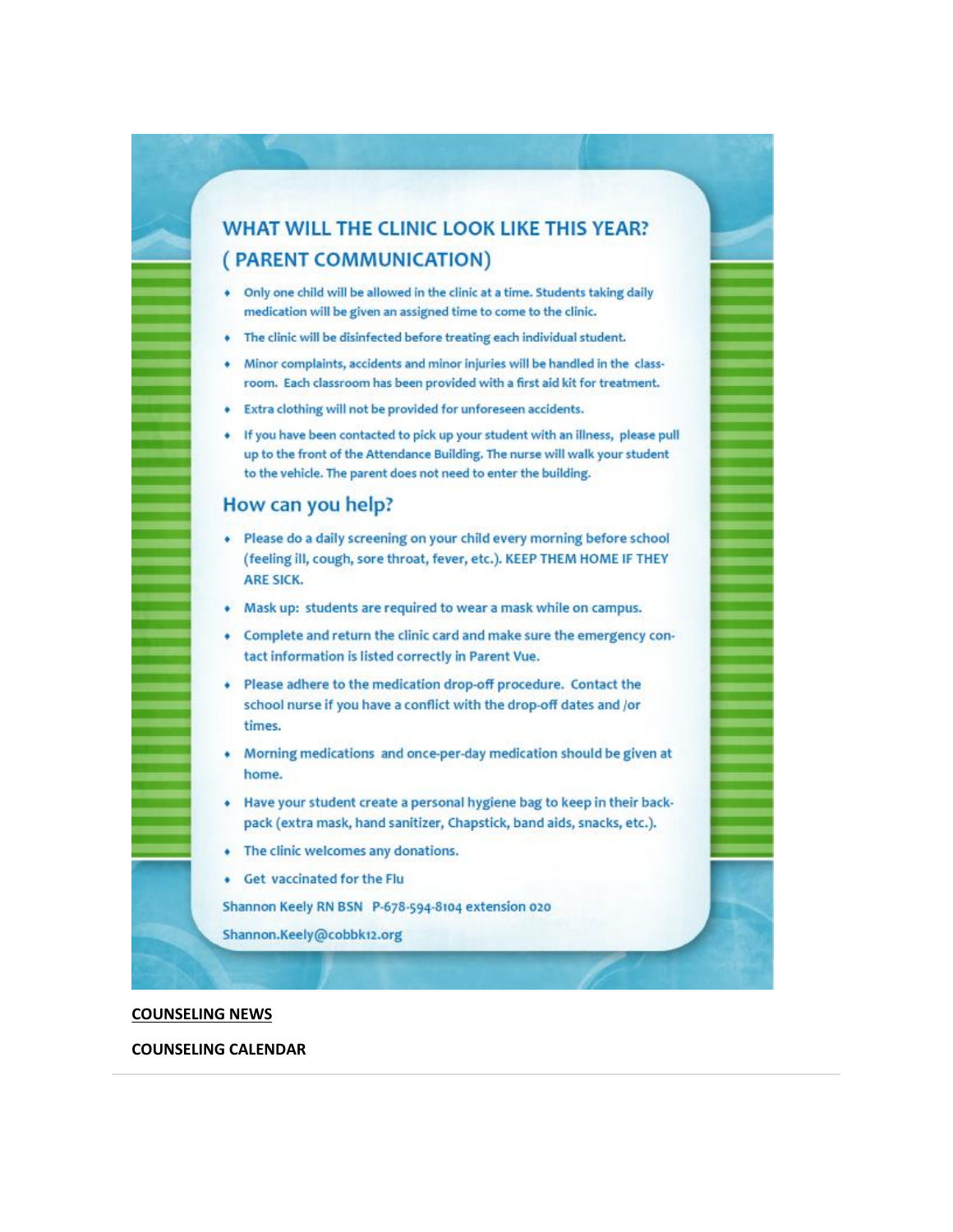## WHAT WILL THE CLINIC LOOK LIKE THIS YEAR? ( PARENT COMMUNICATION)

- Only one child will be allowed in the clinic at a time. Students taking daily medication will be given an assigned time to come to the clinic.
- The clinic will be disinfected before treating each individual student.
- Minor complaints, accidents and minor injuries will be handled in the classroom. Each classroom has been provided with a first aid kit for treatment.
- Extra clothing will not be provided for unforeseen accidents.
- If you have been contacted to pick up your student with an illness, please pull up to the front of the Attendance Building. The nurse will walk your student to the vehicle. The parent does not need to enter the building.

## How can you help?

- Please do a daily screening on your child every morning before school (feeling ill, cough, sore throat, fever, etc.). KEEP THEM HOME IF THEY ARE SICK.
- Mask up: students are required to wear a mask while on campus.
- Complete and return the clinic card and make sure the emergency contact information is listed correctly in Parent Vue.
- Please adhere to the medication drop-off procedure. Contact the school nurse if you have a conflict with the drop-off dates and /or times.
- Morning medications and once-per-day medication should be given at home.
- Have your student create a personal hygiene bag to keep in their backpack (extra mask, hand sanitizer, Chapstick, band aids, snacks, etc.).
- The clinic welcomes any donations.
- Get vaccinated for the Flu

Shannon Keely RN BSN P-678-594-8104 extension 020

Shannon.Keely@cobbk12.org

**COUNSELING NEWS**

**COUNSELING CALENDAR**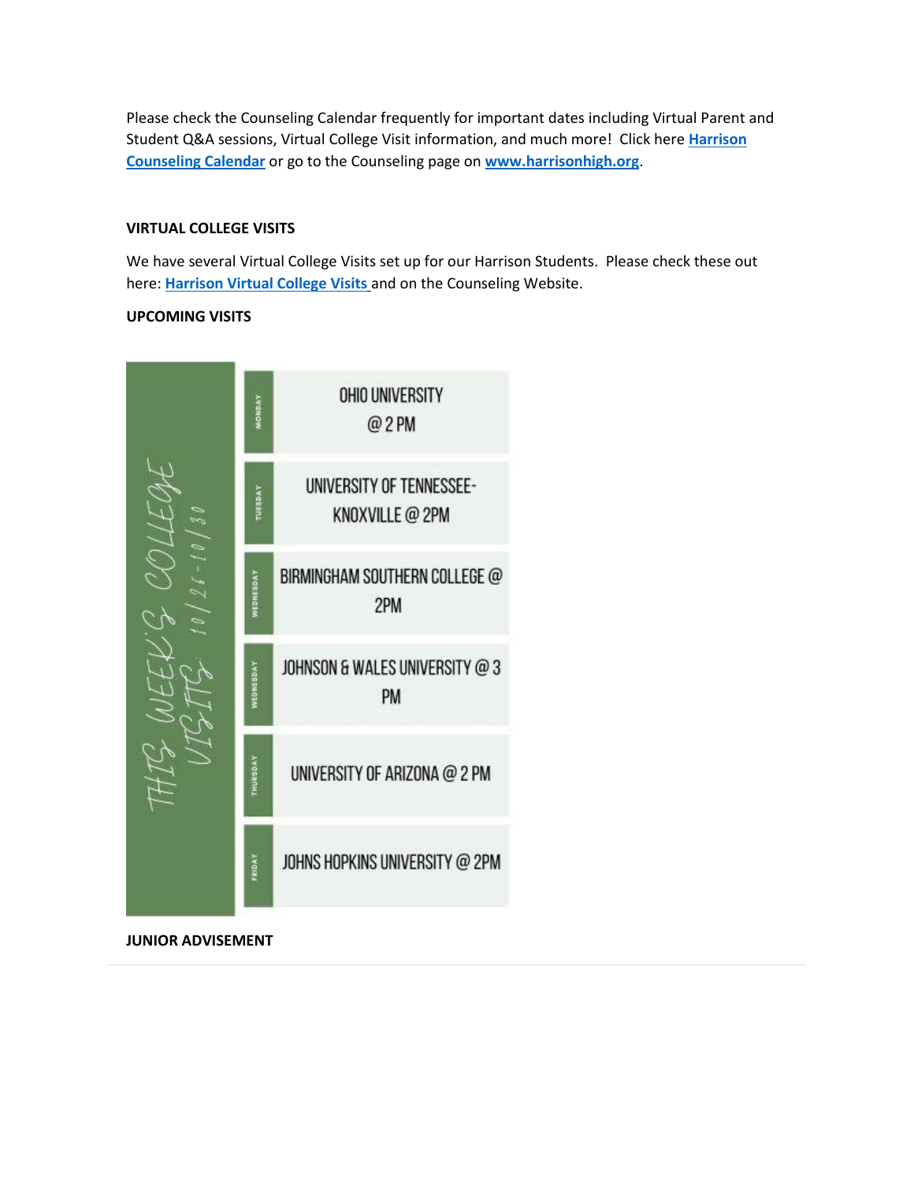Please check the Counseling Calendar frequently for important dates including Virtual Parent and Student Q&A sessions, Virtual College Visit information, and much more! Click here **[Harrison Counseling Calendar]** or go to the Counseling page on **[www.harrisonhigh.org]**.

**VIRTUAL COLLEGE VISITS**

We have several Virtual College Visits set up for our Harrison Students. Please check these out here: **[Harrison Virtual College Visits]** and on the Counseling Website.

**UPCOMING VISITS**

THIS WEEK'S COLLEGE VISITS 10/26-10/30

| Day | Visit |
|---|---|
| MONDAY | OHIO UNIVERSITY @ 2 PM |
| TUESDAY | UNIVERSITY OF TENNESSEE-KNOXVILLE @ 2PM |
| WEDNESDAY | BIRMINGHAM SOUTHERN COLLEGE @ 2PM |
| WEDNESDAY | JOHNSON & WALES UNIVERSITY @ 3 PM |
| THURSDAY | UNIVERSITY OF ARIZONA @ 2 PM |
| FRIDAY | JOHNS HOPKINS UNIVERSITY @ 2PM |

**JUNIOR ADVISEMENT**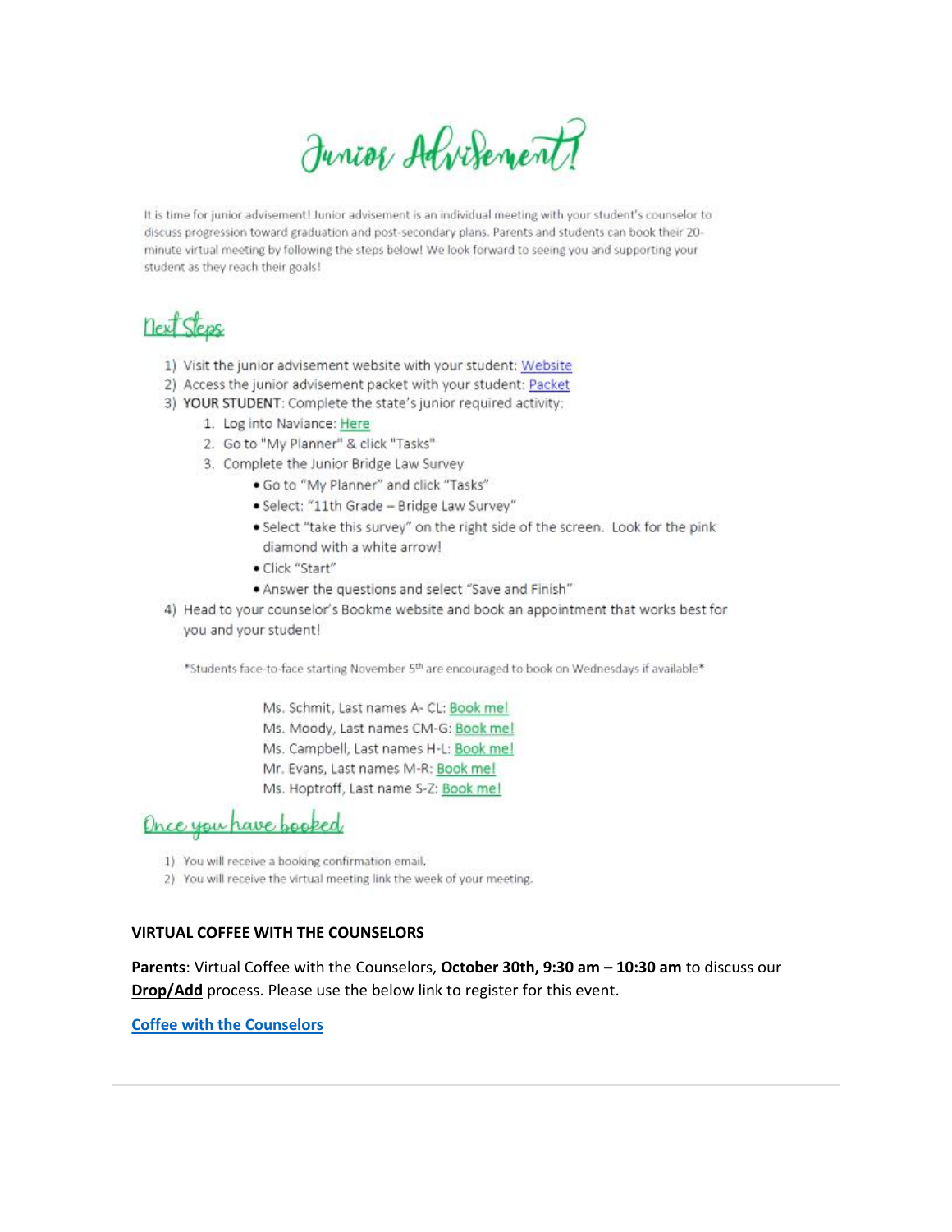# Junior Advisement!

It is time for junior advisement! Junior advisement is an individual meeting with your student's counselor to discuss progression toward graduation and post-secondary plans. Parents and students can book their 20-minute virtual meeting by following the steps below! We look forward to seeing you and supporting your student as they reach their goals!

## Next Steps

1) Visit the junior advisement website with your student: Website
2) Access the junior advisement packet with your student: Packet
3) **YOUR STUDENT**: Complete the state's junior required activity:
    1. Log into Naviance: Here
    2. Go to "My Planner" & click "Tasks"
    3. Complete the Junior Bridge Law Survey
        - Go to "My Planner" and click "Tasks"
        - Select: "11th Grade – Bridge Law Survey"
        - Select "take this survey" on the right side of the screen. Look for the pink diamond with a white arrow!
        - Click "Start"
        - Answer the questions and select "Save and Finish"
4) Head to your counselor's Bookme website and book an appointment that works best for you and your student!

*Students face-to-face starting November 5th are encouraged to book on Wednesdays if available*

Ms. Schmit, Last names A- CL: Book me!
Ms. Moody, Last names CM-G: Book me!
Ms. Campbell, Last names H-L: Book me!
Mr. Evans, Last names M-R: Book me!
Ms. Hoptroff, Last name S-Z: Book me!

## Once you have booked

1) You will receive a booking confirmation email.
2) You will receive the virtual meeting link the week of your meeting.

**VIRTUAL COFFEE WITH THE COUNSELORS**

**Parents**: Virtual Coffee with the Counselors, **October 30th, 9:30 am – 10:30 am** to discuss our **Drop/Add** process. Please use the below link to register for this event.

**Coffee with the Counselors**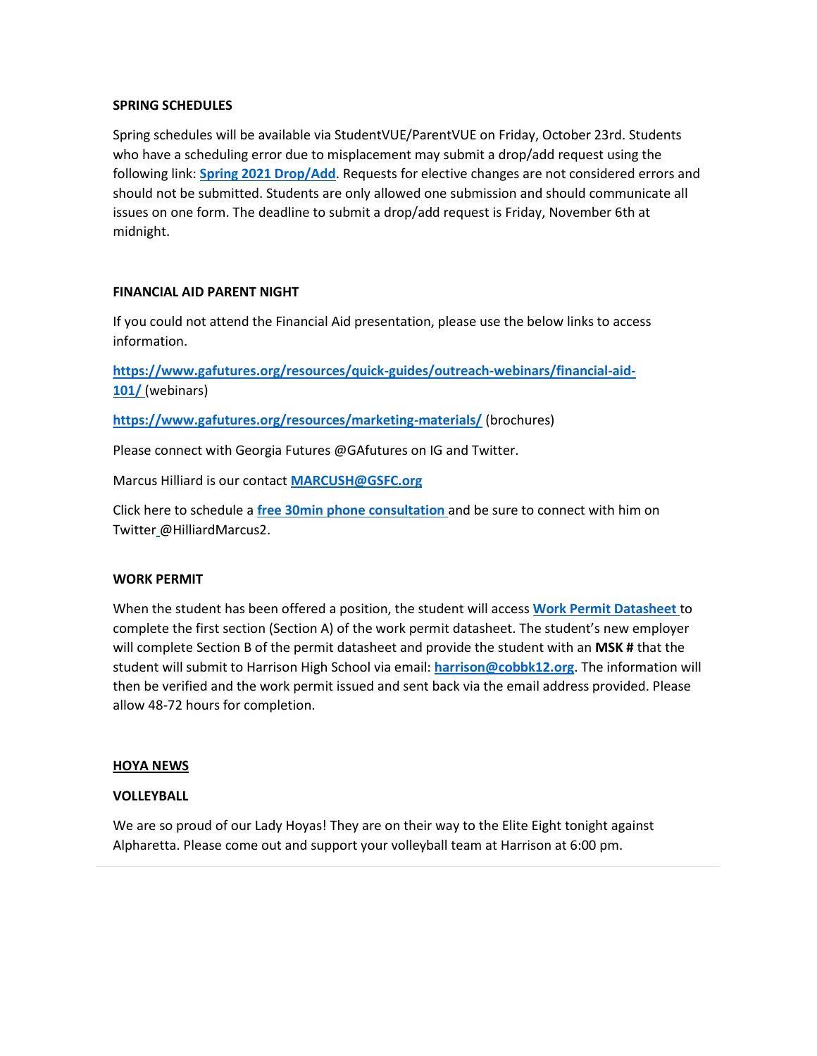**SPRING SCHEDULES**

Spring schedules will be available via StudentVUE/ParentVUE on Friday, October 23rd. Students who have a scheduling error due to misplacement may submit a drop/add request using the following link: **Spring 2021 Drop/Add**. Requests for elective changes are not considered errors and should not be submitted. Students are only allowed one submission and should communicate all issues on one form. The deadline to submit a drop/add request is Friday, November 6th at midnight.

**FINANCIAL AID PARENT NIGHT**

If you could not attend the Financial Aid presentation, please use the below links to access information.

**https://www.gafutures.org/resources/quick-guides/outreach-webinars/financial-aid-101/** (webinars)

**https://www.gafutures.org/resources/marketing-materials/** (brochures)

Please connect with Georgia Futures @GAfutures on IG and Twitter.

Marcus Hilliard is our contact **MARCUSH@GSFC.org**

Click here to schedule a **free 30min phone consultation** and be sure to connect with him on Twitter @HilliardMarcus2.

**WORK PERMIT**

When the student has been offered a position, the student will access **Work Permit Datasheet** to complete the first section (Section A) of the work permit datasheet. The student's new employer will complete Section B of the permit datasheet and provide the student with an **MSK #** that the student will submit to Harrison High School via email: **harrison@cobbk12.org**. The information will then be verified and the work permit issued and sent back via the email address provided. Please allow 48-72 hours for completion.

**HOYA NEWS**

**VOLLEYBALL**

We are so proud of our Lady Hoyas! They are on their way to the Elite Eight tonight against Alpharetta. Please come out and support your volleyball team at Harrison at 6:00 pm.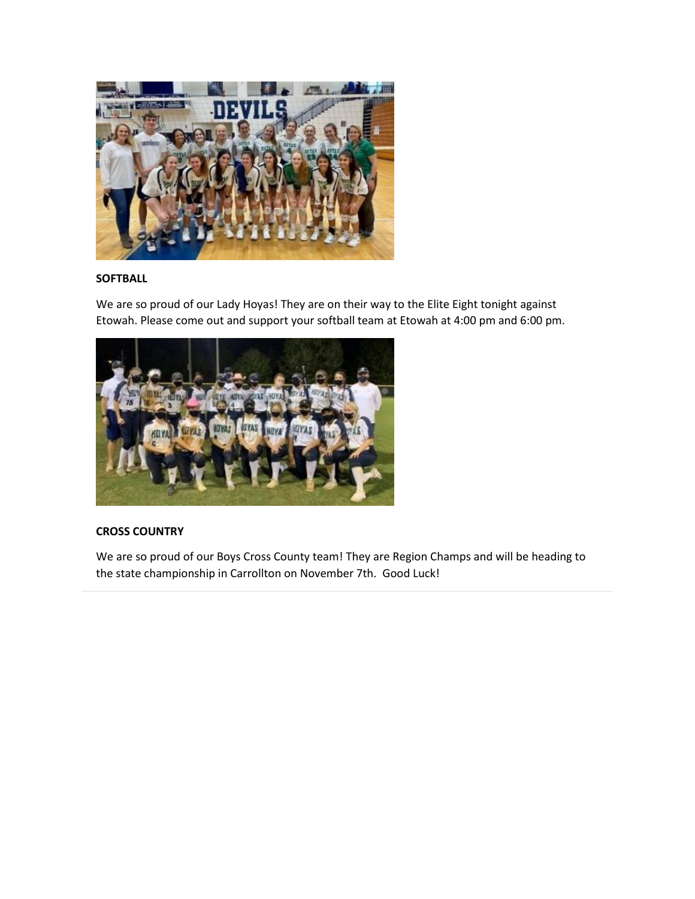**SOFTBALL**

We are so proud of our Lady Hoyas! They are on their way to the Elite Eight tonight against Etowah. Please come out and support your softball team at Etowah at 4:00 pm and 6:00 pm.

**CROSS COUNTRY**

We are so proud of our Boys Cross County team! They are Region Champs and will be heading to the state championship in Carrollton on November 7th. Good Luck!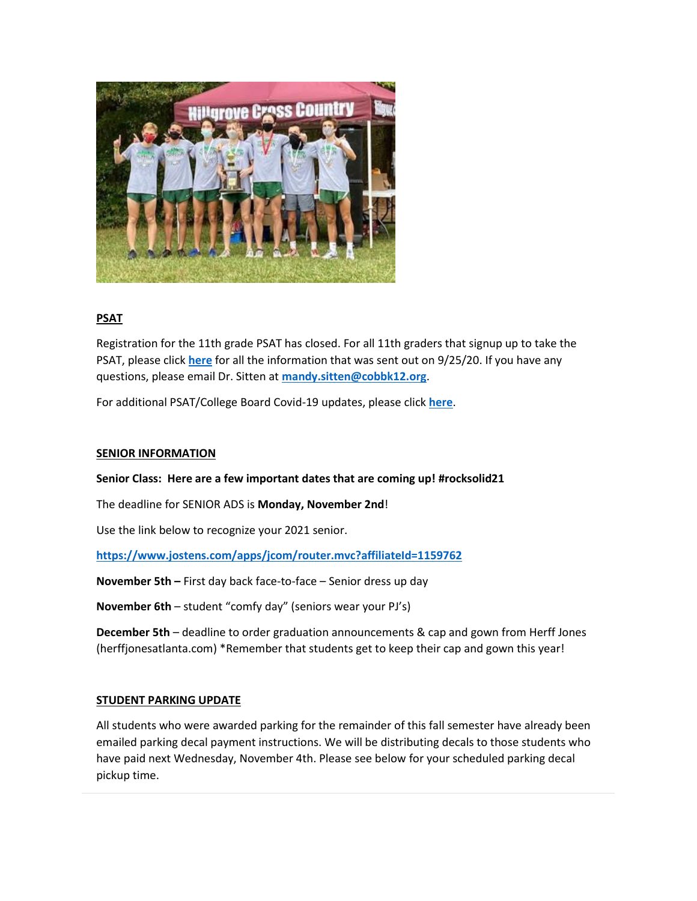**PSAT**

Registration for the 11th grade PSAT has closed. For all 11th graders that signup up to take the PSAT, please click **here** for all the information that was sent out on 9/25/20. If you have any questions, please email Dr. Sitten at **mandy.sitten@cobbk12.org**.

For additional PSAT/College Board Covid-19 updates, please click **here**.

**SENIOR INFORMATION**

**Senior Class: Here are a few important dates that are coming up! #rocksolid21**

The deadline for SENIOR ADS is **Monday, November 2nd**!

Use the link below to recognize your 2021 senior.

**https://www.jostens.com/apps/jcom/router.mvc?affiliateId=1159762**

**November 5th –** First day back face-to-face – Senior dress up day

**November 6th** – student "comfy day" (seniors wear your PJ's)

**December 5th** – deadline to order graduation announcements & cap and gown from Herff Jones (herffjonesatlanta.com) *Remember that students get to keep their cap and gown this year!

**STUDENT PARKING UPDATE**

All students who were awarded parking for the remainder of this fall semester have already been emailed parking decal payment instructions. We will be distributing decals to those students who have paid next Wednesday, November 4th. Please see below for your scheduled parking decal pickup time.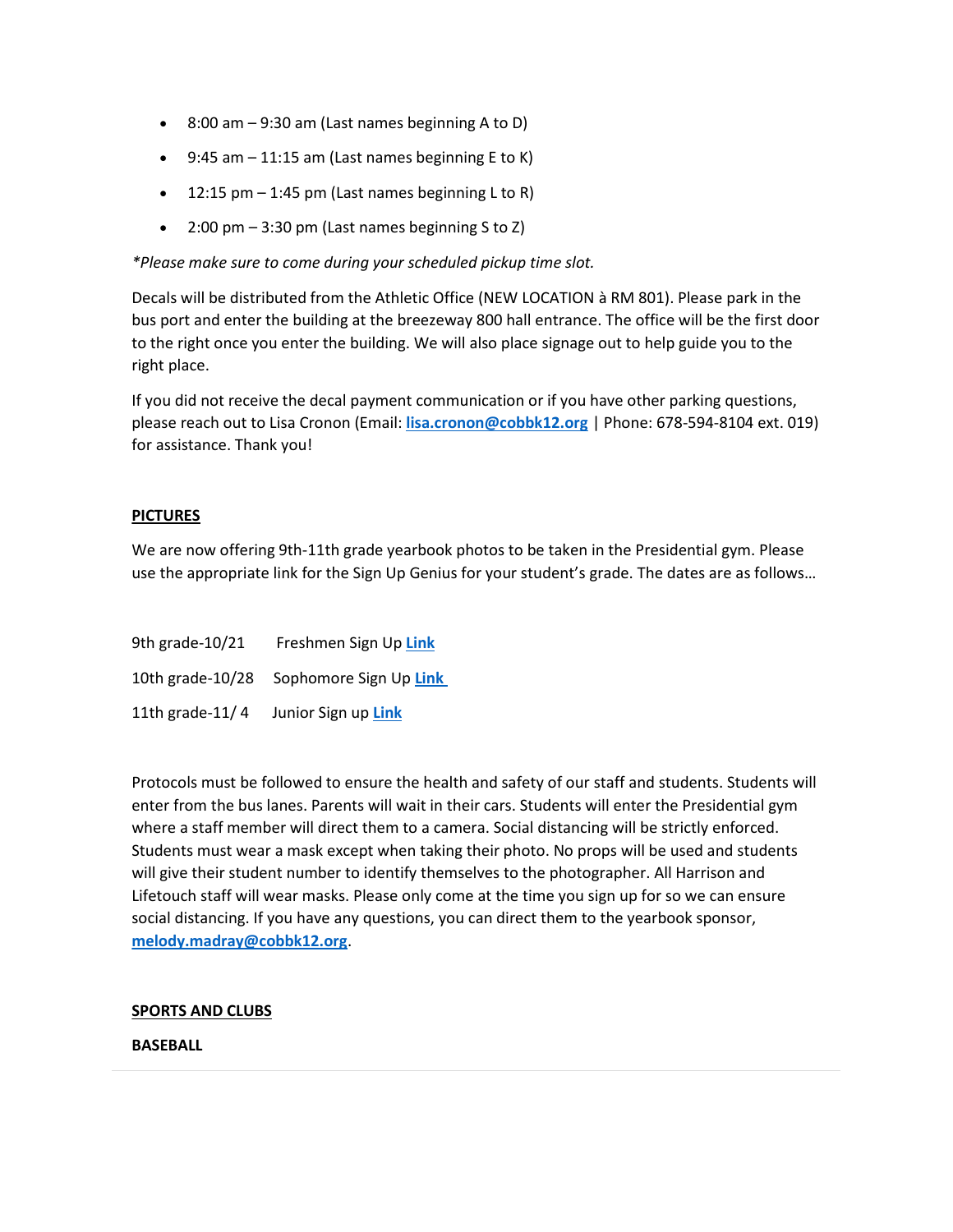- 8:00 am – 9:30 am (Last names beginning A to D)
- 9:45 am – 11:15 am (Last names beginning E to K)
- 12:15 pm – 1:45 pm (Last names beginning L to R)
- 2:00 pm – 3:30 pm (Last names beginning S to Z)

*\*Please make sure to come during your scheduled pickup time slot.*

Decals will be distributed from the Athletic Office (NEW LOCATION à RM 801). Please park in the bus port and enter the building at the breezeway 800 hall entrance. The office will be the first door to the right once you enter the building. We will also place signage out to help guide you to the right place.

If you did not receive the decal payment communication or if you have other parking questions, please reach out to Lisa Cronon (Email: **lisa.cronon@cobbk12.org** | Phone: 678-594-8104 ext. 019) for assistance. Thank you!

**PICTURES**

We are now offering 9th-11th grade yearbook photos to be taken in the Presidential gym. Please use the appropriate link for the Sign Up Genius for your student's grade. The dates are as follows…

9th grade-10/21 Freshmen Sign Up **Link**

10th grade-10/28 Sophomore Sign Up **Link**

11th grade-11/ 4 Junior Sign up **Link**

Protocols must be followed to ensure the health and safety of our staff and students. Students will enter from the bus lanes. Parents will wait in their cars. Students will enter the Presidential gym where a staff member will direct them to a camera. Social distancing will be strictly enforced. Students must wear a mask except when taking their photo. No props will be used and students will give their student number to identify themselves to the photographer. All Harrison and Lifetouch staff will wear masks. Please only come at the time you sign up for so we can ensure social distancing. If you have any questions, you can direct them to the yearbook sponsor, **melody.madray@cobbk12.org**.

**SPORTS AND CLUBS**

**BASEBALL**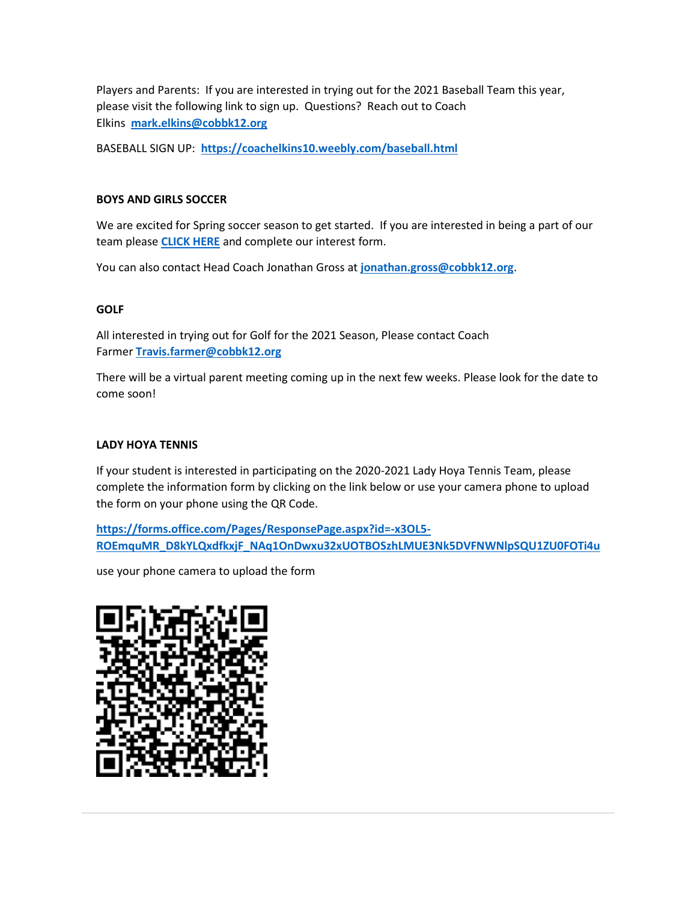Players and Parents: If you are interested in trying out for the 2021 Baseball Team this year, please visit the following link to sign up. Questions? Reach out to Coach Elkins **mark.elkins@cobbk12.org**

BASEBALL SIGN UP: **https://coachelkins10.weebly.com/baseball.html**

**BOYS AND GIRLS SOCCER**

We are excited for Spring soccer season to get started. If you are interested in being a part of our team please **CLICK HERE** and complete our interest form.

You can also contact Head Coach Jonathan Gross at **jonathan.gross@cobbk12.org**.

**GOLF**

All interested in trying out for Golf for the 2021 Season, Please contact Coach Farmer **Travis.farmer@cobbk12.org**

There will be a virtual parent meeting coming up in the next few weeks. Please look for the date to come soon!

**LADY HOYA TENNIS**

If your student is interested in participating on the 2020-2021 Lady Hoya Tennis Team, please complete the information form by clicking on the link below or use your camera phone to upload the form on your phone using the QR Code.

**https://forms.office.com/Pages/ResponsePage.aspx?id=-x3OL5-ROEmquMR_D8kYLQxdfkxjF_NAq1OnDwxu32xUOTBOSzhLMUE3Nk5DVFNWNlpSQU1ZU0FOTi4u**

use your phone camera to upload the form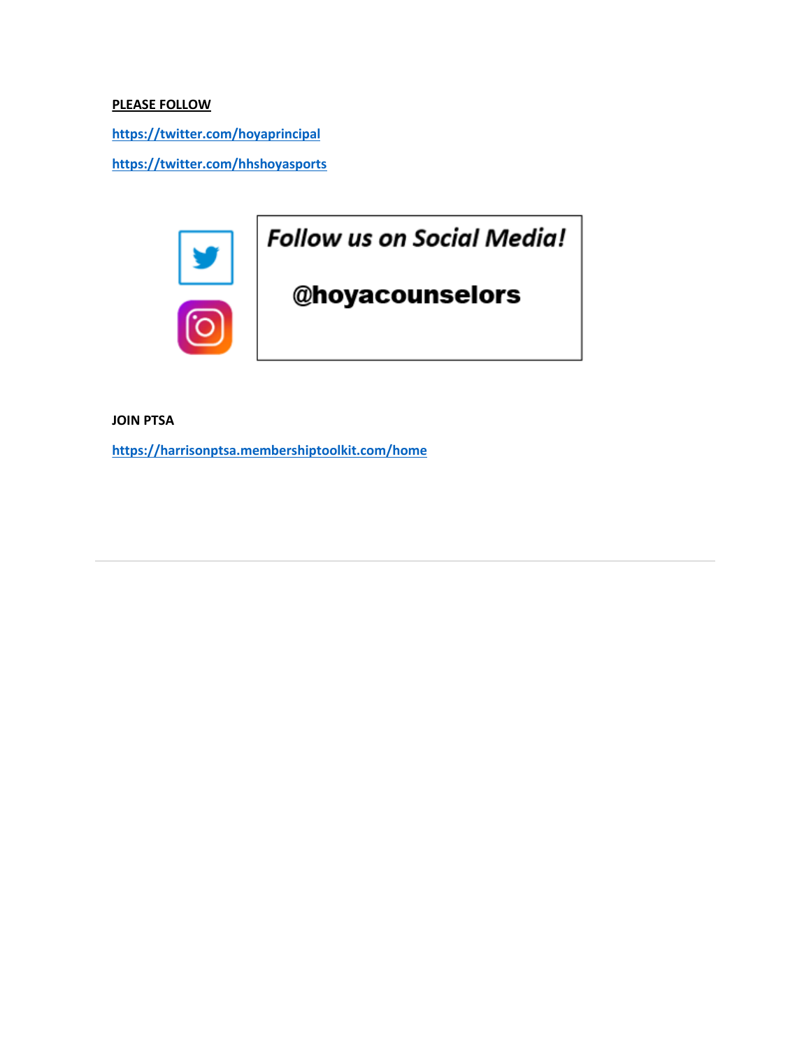**PLEASE FOLLOW**

https://twitter.com/hoyaprincipal

https://twitter.com/hhshoyasports

*Follow us on Social Media!*

**@hoyacounselors**

**JOIN PTSA**

https://harrisonptsa.membershiptoolkit.com/home

---